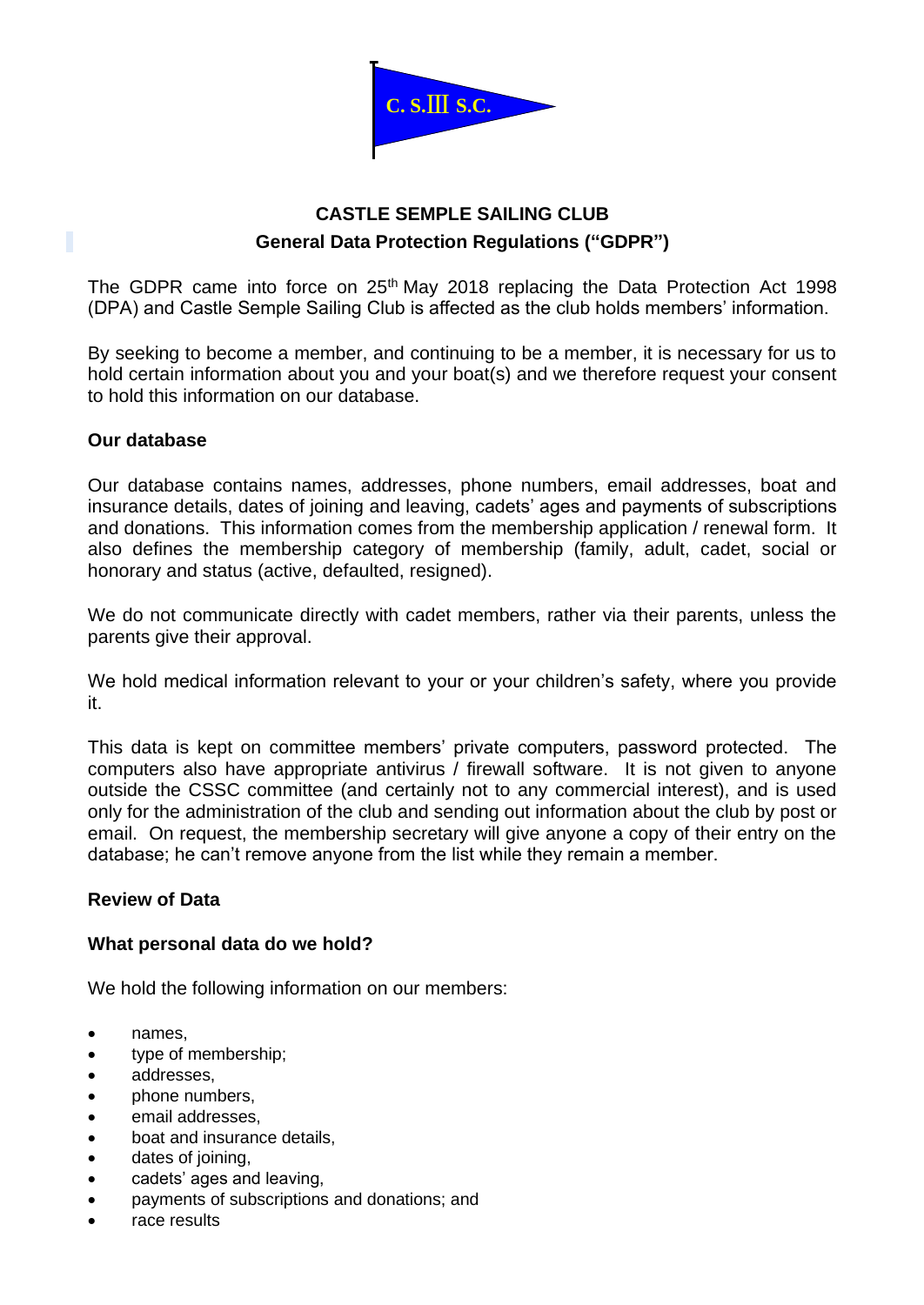C. S.III S.C.

# CASTLE SEMPLE SAILING CLUB

## General Data Protection Regulations ("GDPR")

The GDPR came into force on 25th May 2018 replacing the Data Protection Act 1998 (DPA) and Castle Semple Sailing Club is affected as the club holds members' information.

By seeking to become a member, and continuing to be a member, it is necessary for us to hold certain information about you and your boat(s) and we therefore request your consent to hold this information on our database.

**Our database**

Our database contains names, addresses, phone numbers, email addresses, boat and insurance details, dates of joining and leaving, cadets' ages and payments of subscriptions and donations. This information comes from the membership application / renewal form. It also defines the membership category of membership (family, adult, cadet, social or honorary and status (active, defaulted, resigned).

We do not communicate directly with cadet members, rather via their parents, unless the parents give their approval.

We hold medical information relevant to your or your children's safety, where you provide it.

This data is kept on committee members' private computers, password protected. The computers also have appropriate antivirus / firewall software. It is not given to anyone outside the CSSC committee (and certainly not to any commercial interest), and is used only for the administration of the club and sending out information about the club by post or email. On request, the membership secretary will give anyone a copy of their entry on the database; he can't remove anyone from the list while they remain a member.

**Review of Data**

**What personal data do we hold?**

We hold the following information on our members:

- names,
- type of membership;
- addresses,
- phone numbers,
- email addresses,
- boat and insurance details,
- dates of joining,
- cadets' ages and leaving,
- payments of subscriptions and donations; and
- race results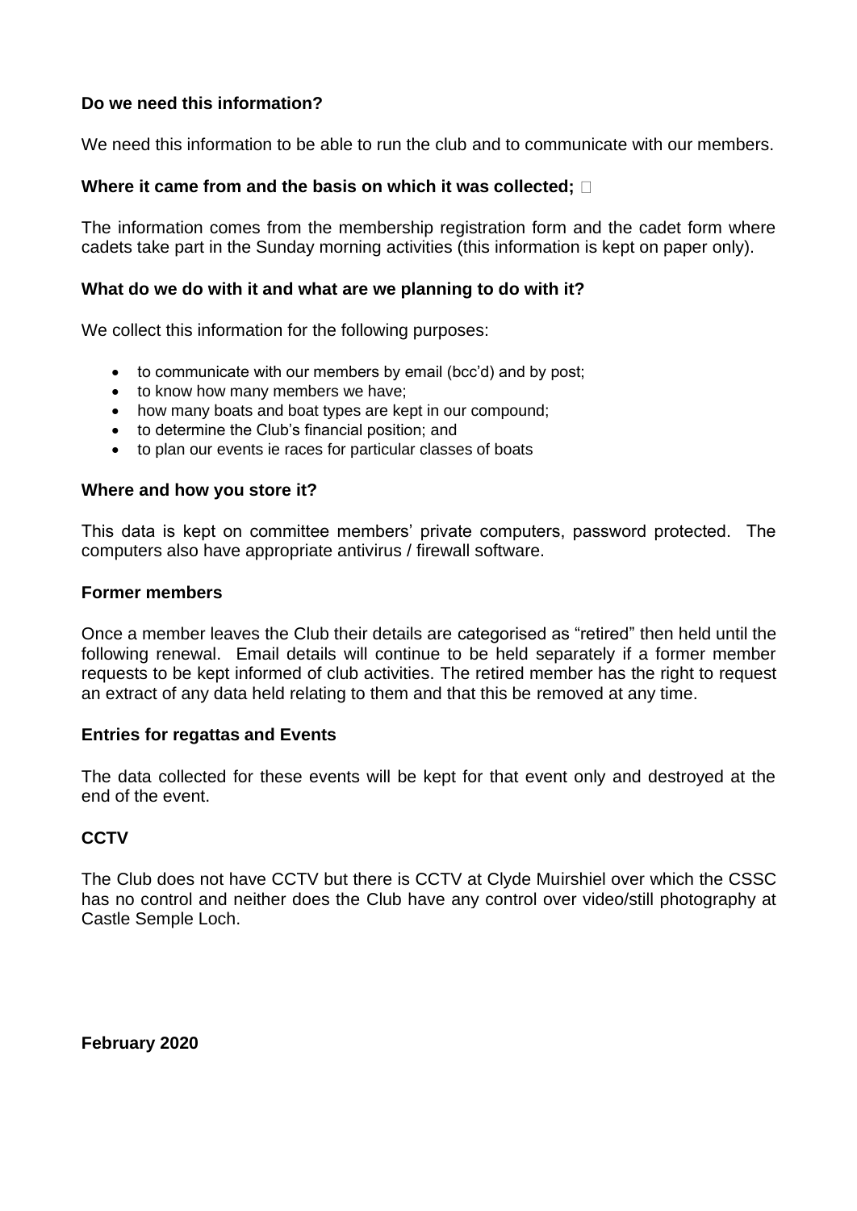**Do we need this information?**

We need this information to be able to run the club and to communicate with our members.

**Where it came from and the basis on which it was collected;** 

The information comes from the membership registration form and the cadet form where cadets take part in the Sunday morning activities (this information is kept on paper only).

**What do we do with it and what are we planning to do with it?**

We collect this information for the following purposes:

- to communicate with our members by email (bcc'd) and by post;
- to know how many members we have;
- how many boats and boat types are kept in our compound;
- to determine the Club's financial position; and
- to plan our events ie races for particular classes of boats

**Where and how you store it?**

This data is kept on committee members' private computers, password protected. The computers also have appropriate antivirus / firewall software.

**Former members**

Once a member leaves the Club their details are categorised as "retired" then held until the following renewal. Email details will continue to be held separately if a former member requests to be kept informed of club activities. The retired member has the right to request an extract of any data held relating to them and that this be removed at any time.

**Entries for regattas and Events**

The data collected for these events will be kept for that event only and destroyed at the end of the event.

**CCTV**

The Club does not have CCTV but there is CCTV at Clyde Muirshiel over which the CSSC has no control and neither does the Club have any control over video/still photography at Castle Semple Loch.

**February 2020**